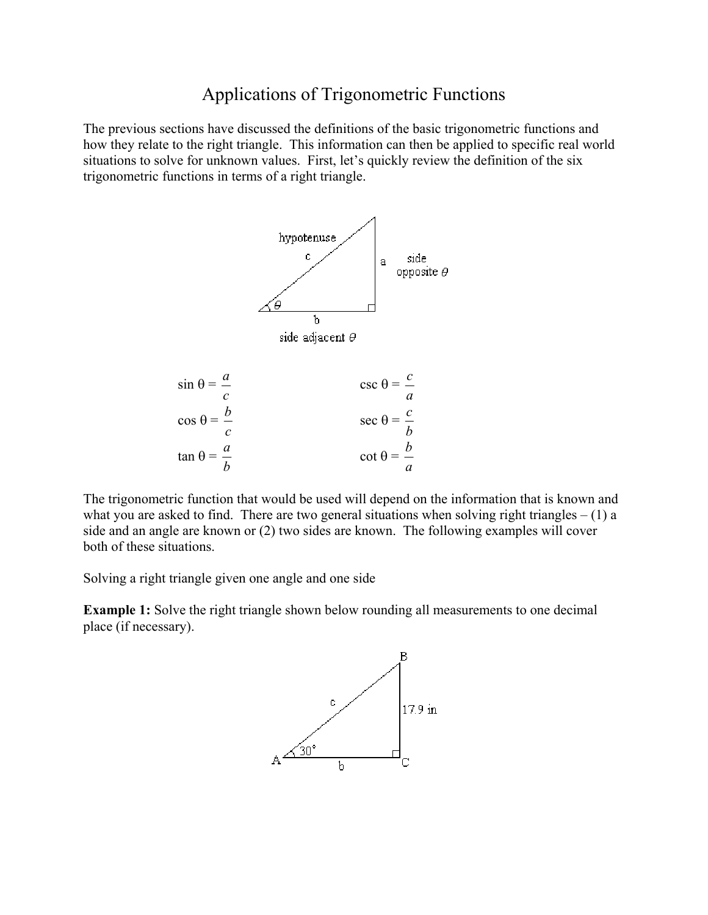# Applications of Trigonometric Functions

The previous sections have discussed the definitions of the basic trigonometric functions and how they relate to the right triangle. This information can then be applied to specific real world situations to solve for unknown values. First, let's quickly review the definition of the six trigonometric functions in terms of a right triangle.

$$\sin \theta = \frac{a}{c} \qquad \csc \theta = \frac{c}{a}$$

$$\cos \theta = \frac{b}{c} \qquad \sec \theta = \frac{c}{b}$$

$$\tan \theta = \frac{a}{b} \qquad \cot \theta = \frac{b}{a}$$

The trigonometric function that would be used will depend on the information that is known and what you are asked to find. There are two general situations when solving right triangles – (1) a side and an angle are known or (2) two sides are known. The following examples will cover both of these situations.

Solving a right triangle given one angle and one side

**Example 1:** Solve the right triangle shown below rounding all measurements to one decimal place (if necessary).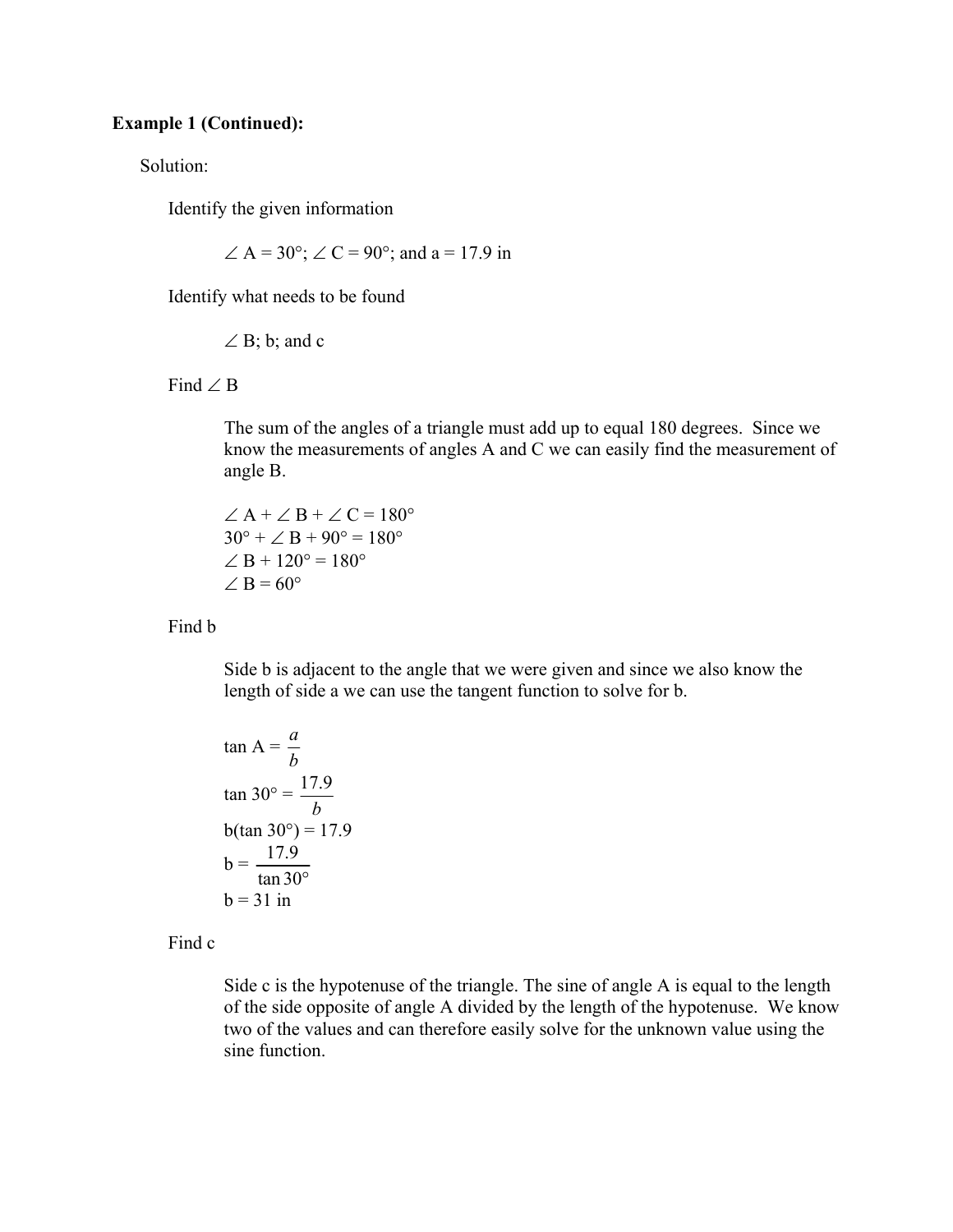**Example 1 (Continued):**

Solution:

Identify the given information

$\angle$ A = 30°; $\angle$ C = 90°; and a = 17.9 in

Identify what needs to be found

$\angle$ B; b; and c

Find $\angle$ B

The sum of the angles of a triangle must add up to equal 180 degrees. Since we know the measurements of angles A and C we can easily find the measurement of angle B.

$$\angle A + \angle B + \angle C = 180°$$
$$30° + \angle B + 90° = 180°$$
$$\angle B + 120° = 180°$$
$$\angle B = 60°$$

Find b

Side b is adjacent to the angle that we were given and since we also know the length of side a we can use the tangent function to solve for b.

$$\tan A = \frac{a}{b}$$
$$\tan 30° = \frac{17.9}{b}$$
$$b(\tan 30°) = 17.9$$
$$b = \frac{17.9}{\tan 30°}$$
$$b = 31 \text{ in}$$

Find c

Side c is the hypotenuse of the triangle. The sine of angle A is equal to the length of the side opposite of angle A divided by the length of the hypotenuse. We know two of the values and can therefore easily solve for the unknown value using the sine function.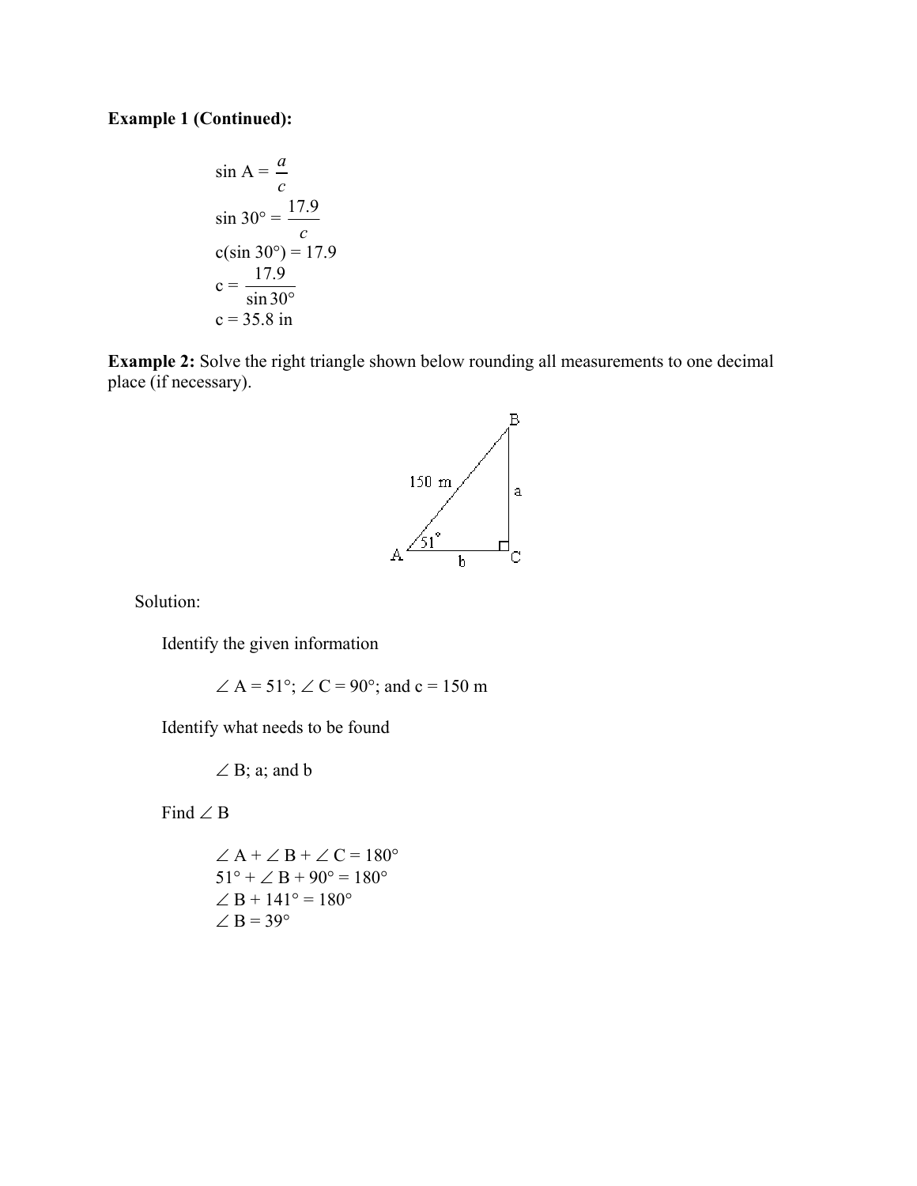**Example 1 (Continued):**

$$\sin A = \frac{a}{c}$$

$$\sin 30° = \frac{17.9}{c}$$

$$c(\sin 30°) = 17.9$$

$$c = \frac{17.9}{\sin 30°}$$

$$c = 35.8 \text{ in}$$

**Example 2:** Solve the right triangle shown below rounding all measurements to one decimal place (if necessary).

Solution:

Identify the given information

$\angle A = 51°$; $\angle C = 90°$; and $c = 150$ m

Identify what needs to be found

$\angle B$; $a$; and $b$

Find $\angle B$

$$\angle A + \angle B + \angle C = 180°$$

$$51° + \angle B + 90° = 180°$$

$$\angle B + 141° = 180°$$

$$\angle B = 39°$$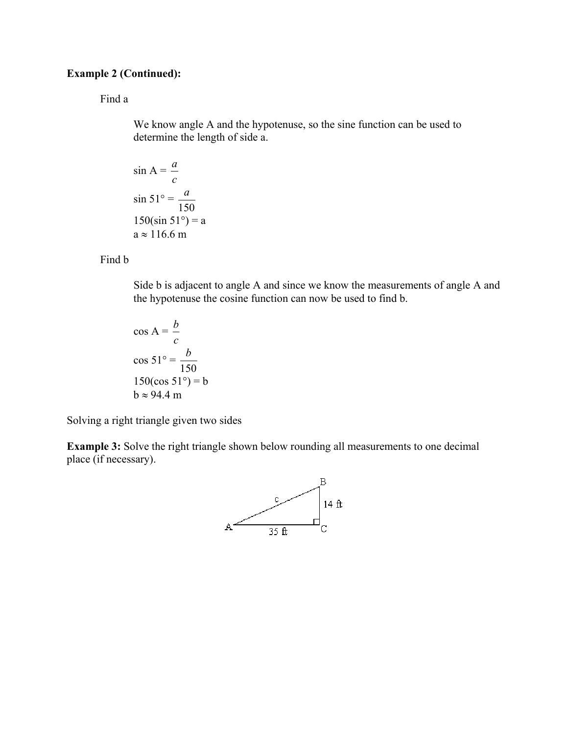**Example 2 (Continued):**

Find a

We know angle A and the hypotenuse, so the sine function can be used to determine the length of side a.

$\sin A = \dfrac{a}{c}$

$\sin 51° = \dfrac{a}{150}$

$150(\sin 51°) = a$

$a \approx 116.6$ m

Find b

Side b is adjacent to angle A and since we know the measurements of angle A and the hypotenuse the cosine function can now be used to find b.

$\cos A = \dfrac{b}{c}$

$\cos 51° = \dfrac{b}{150}$

$150(\cos 51°) = b$

$b \approx 94.4$ m

Solving a right triangle given two sides

**Example 3:** Solve the right triangle shown below rounding all measurements to one decimal place (if necessary).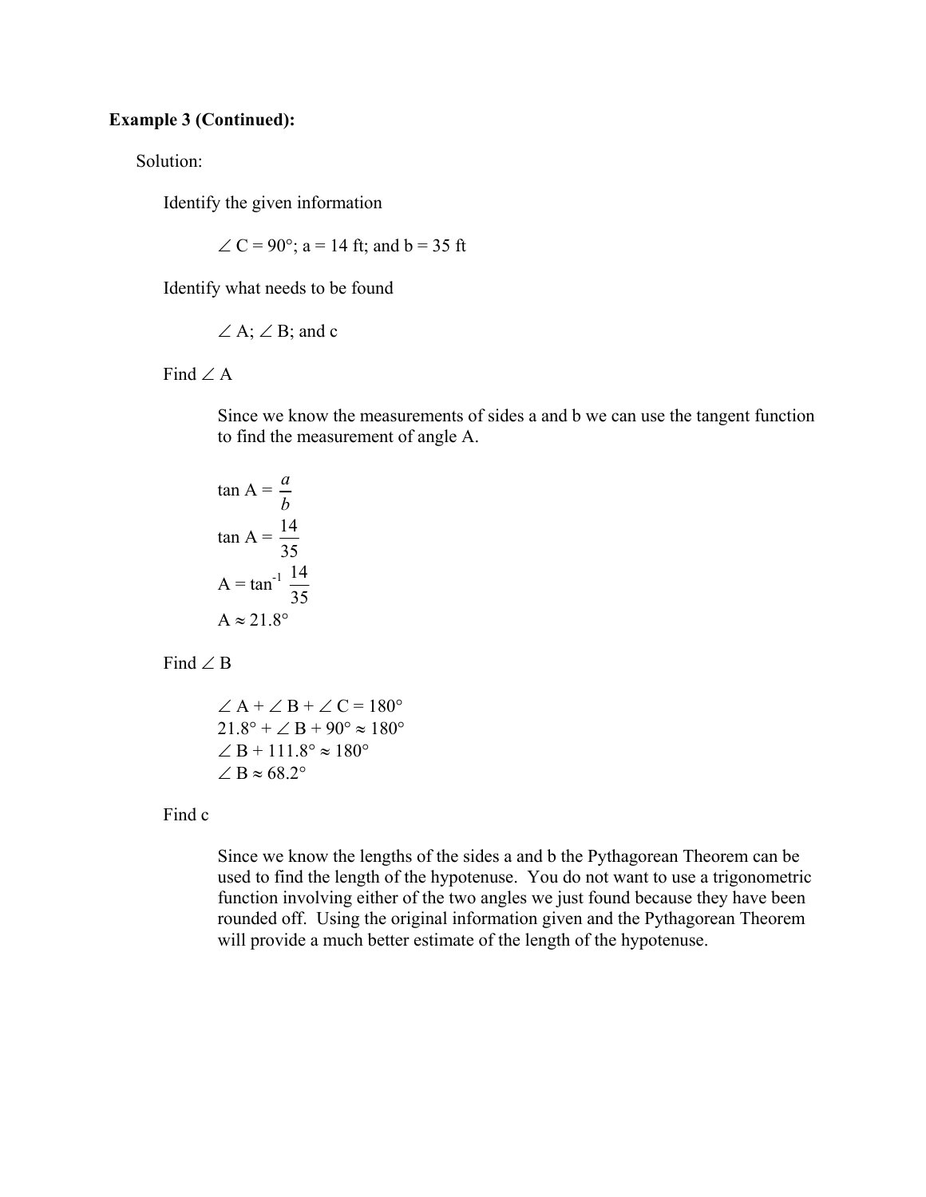**Example 3 (Continued):**

Solution:

Identify the given information

$\angle$ C = 90°; a = 14 ft; and b = 35 ft

Identify what needs to be found

$\angle$ A; $\angle$ B; and c

Find $\angle$ A

Since we know the measurements of sides a and b we can use the tangent function to find the measurement of angle A.

$$\tan A = \frac{a}{b}$$

$$\tan A = \frac{14}{35}$$

$$A = \tan^{-1} \frac{14}{35}$$

$$A \approx 21.8°$$

Find $\angle$ B

$$\angle A + \angle B + \angle C = 180°$$

$$21.8° + \angle B + 90° \approx 180°$$

$$\angle B + 111.8° \approx 180°$$

$$\angle B \approx 68.2°$$

Find c

Since we know the lengths of the sides a and b the Pythagorean Theorem can be used to find the length of the hypotenuse. You do not want to use a trigonometric function involving either of the two angles we just found because they have been rounded off. Using the original information given and the Pythagorean Theorem will provide a much better estimate of the length of the hypotenuse.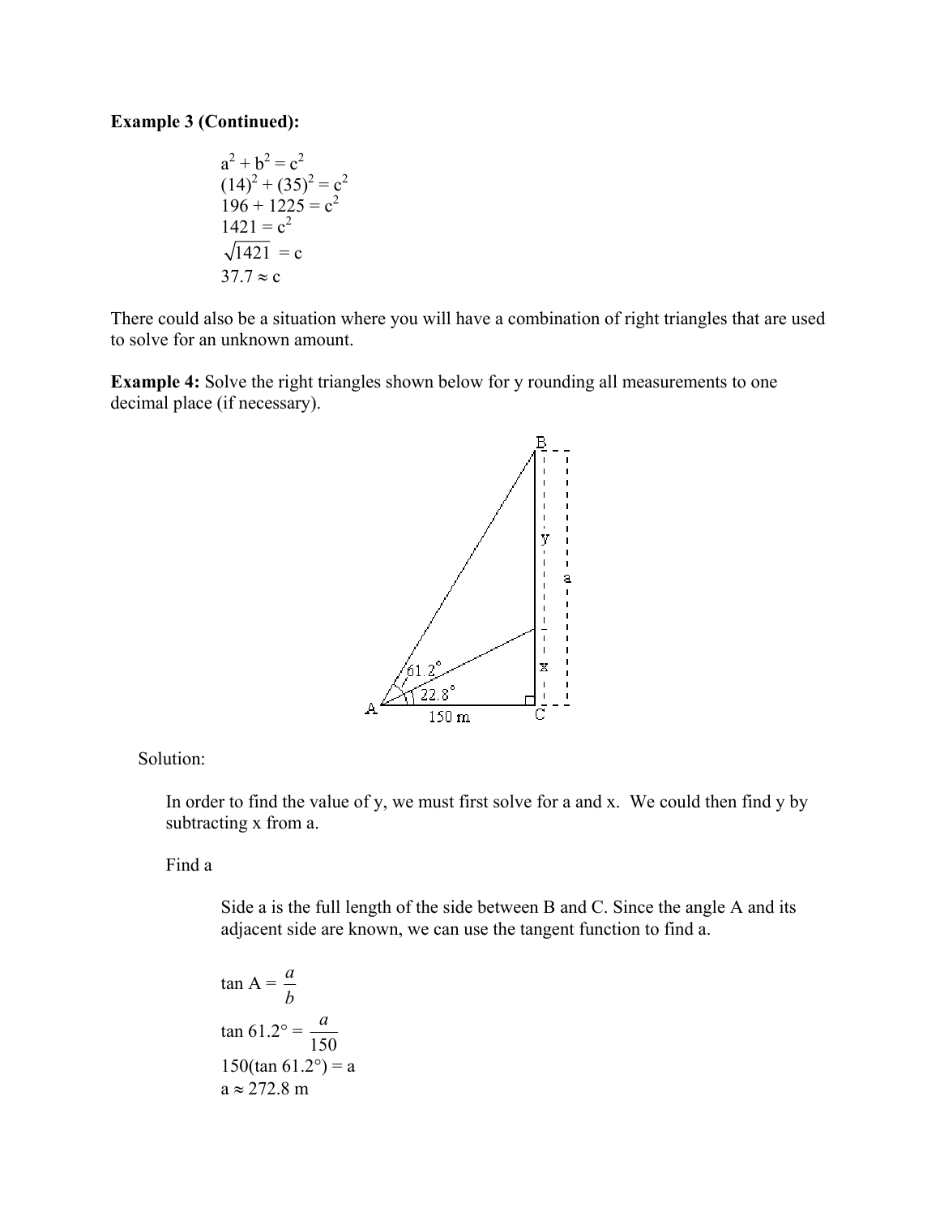**Example 3 (Continued):**

$$a^2 + b^2 = c^2$$
$$(14)^2 + (35)^2 = c^2$$
$$196 + 1225 = c^2$$
$$1421 = c^2$$
$$\sqrt{1421} = c$$
$$37.7 \approx c$$

There could also be a situation where you will have a combination of right triangles that are used to solve for an unknown amount.

**Example 4:** Solve the right triangles shown below for y rounding all measurements to one decimal place (if necessary).

Solution:

In order to find the value of y, we must first solve for a and x. We could then find y by subtracting x from a.

Find a

Side a is the full length of the side between B and C. Since the angle A and its adjacent side are known, we can use the tangent function to find a.

$$\tan A = \frac{a}{b}$$
$$\tan 61.2° = \frac{a}{150}$$
$$150(\tan 61.2°) = a$$
$$a \approx 272.8 \text{ m}$$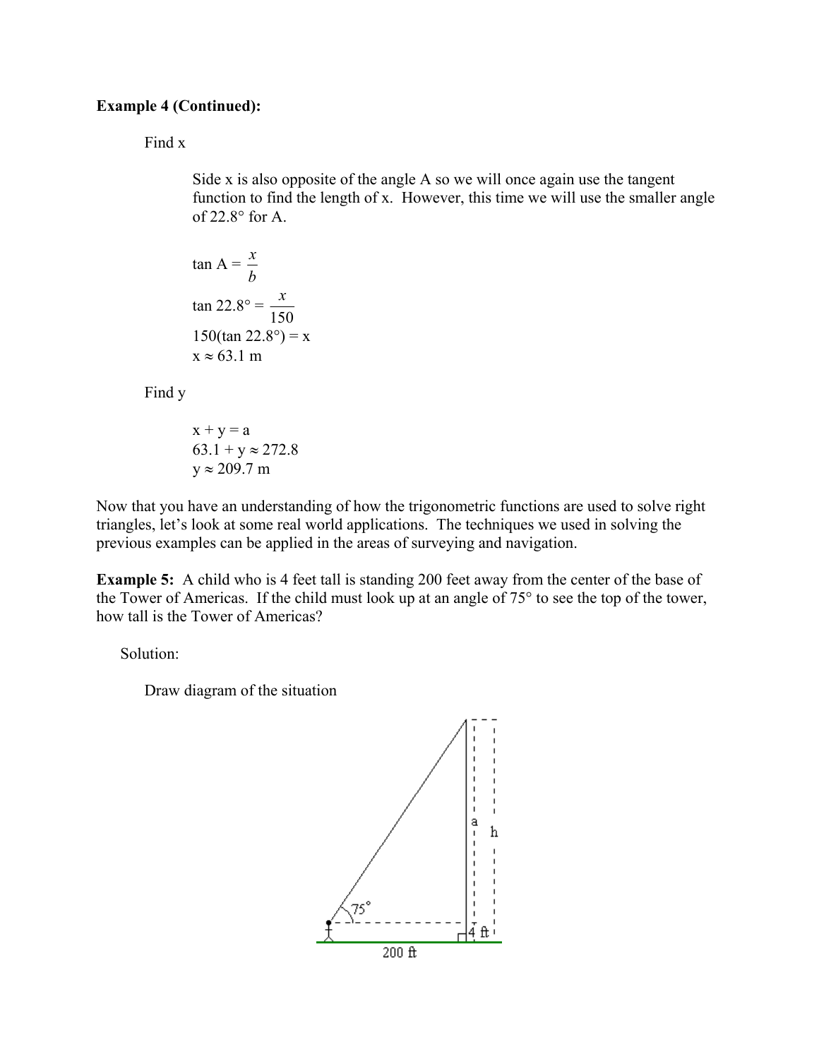**Example 4 (Continued):**

Find x

Side x is also opposite of the angle A so we will once again use the tangent function to find the length of x. However, this time we will use the smaller angle of 22.8° for A.

$$\tan A = \frac{x}{b}$$

$$\tan 22.8° = \frac{x}{150}$$

$$150(\tan 22.8°) = x$$

$$x \approx 63.1 \text{ m}$$

Find y

$$x + y = a$$

$$63.1 + y \approx 272.8$$

$$y \approx 209.7 \text{ m}$$

Now that you have an understanding of how the trigonometric functions are used to solve right triangles, let's look at some real world applications. The techniques we used in solving the previous examples can be applied in the areas of surveying and navigation.

**Example 5:** A child who is 4 feet tall is standing 200 feet away from the center of the base of the Tower of Americas. If the child must look up at an angle of 75° to see the top of the tower, how tall is the Tower of Americas?

Solution:

Draw diagram of the situation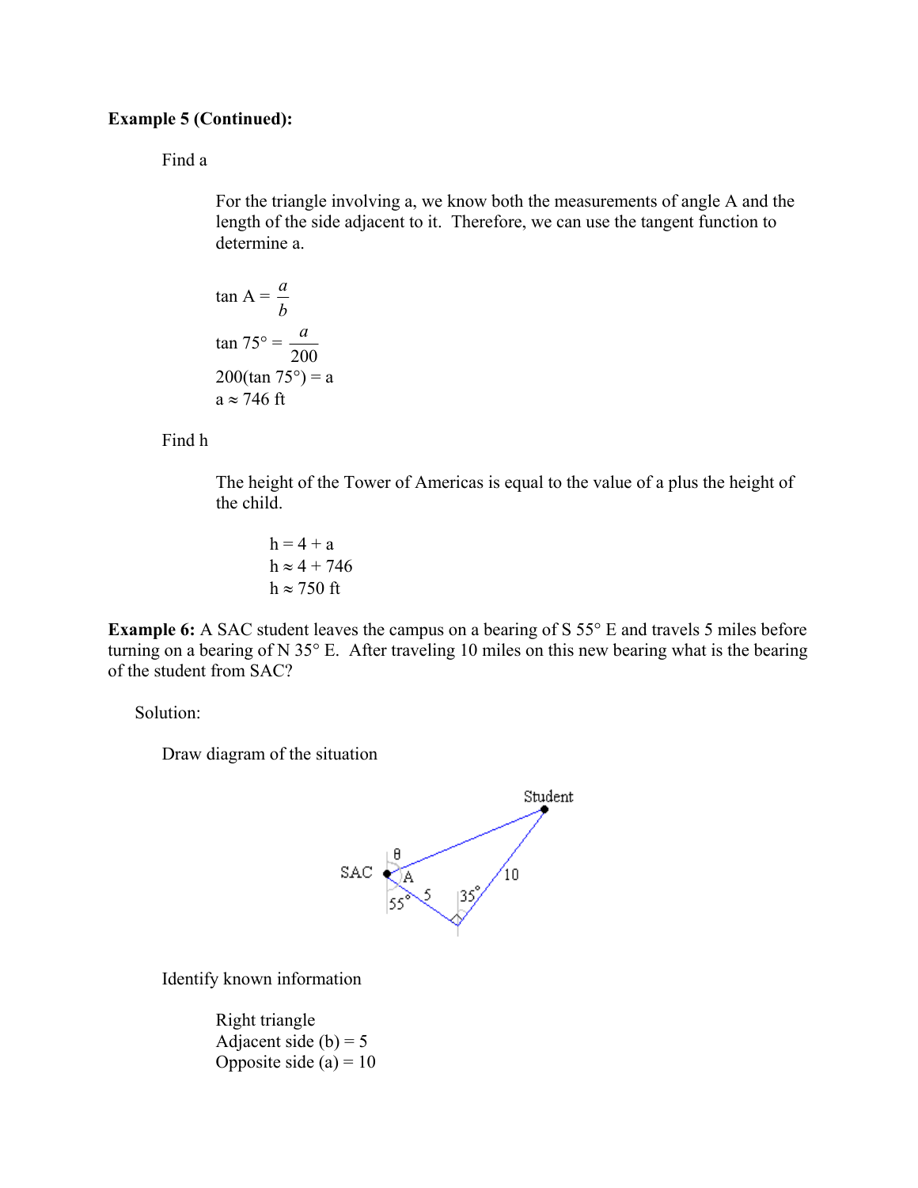**Example 5 (Continued):**

Find a

For the triangle involving a, we know both the measurements of angle A and the length of the side adjacent to it. Therefore, we can use the tangent function to determine a.

$$\tan A = \frac{a}{b}$$

$$\tan 75° = \frac{a}{200}$$

$$200(\tan 75°) = a$$

$$a \approx 746 \text{ ft}$$

Find h

The height of the Tower of Americas is equal to the value of a plus the height of the child.

$$h = 4 + a$$

$$h \approx 4 + 746$$

$$h \approx 750 \text{ ft}$$

**Example 6:** A SAC student leaves the campus on a bearing of S 55° E and travels 5 miles before turning on a bearing of N 35° E. After traveling 10 miles on this new bearing what is the bearing of the student from SAC?

Solution:

Draw diagram of the situation

Identify known information

Right triangle
Adjacent side (b) = 5
Opposite side (a) = 10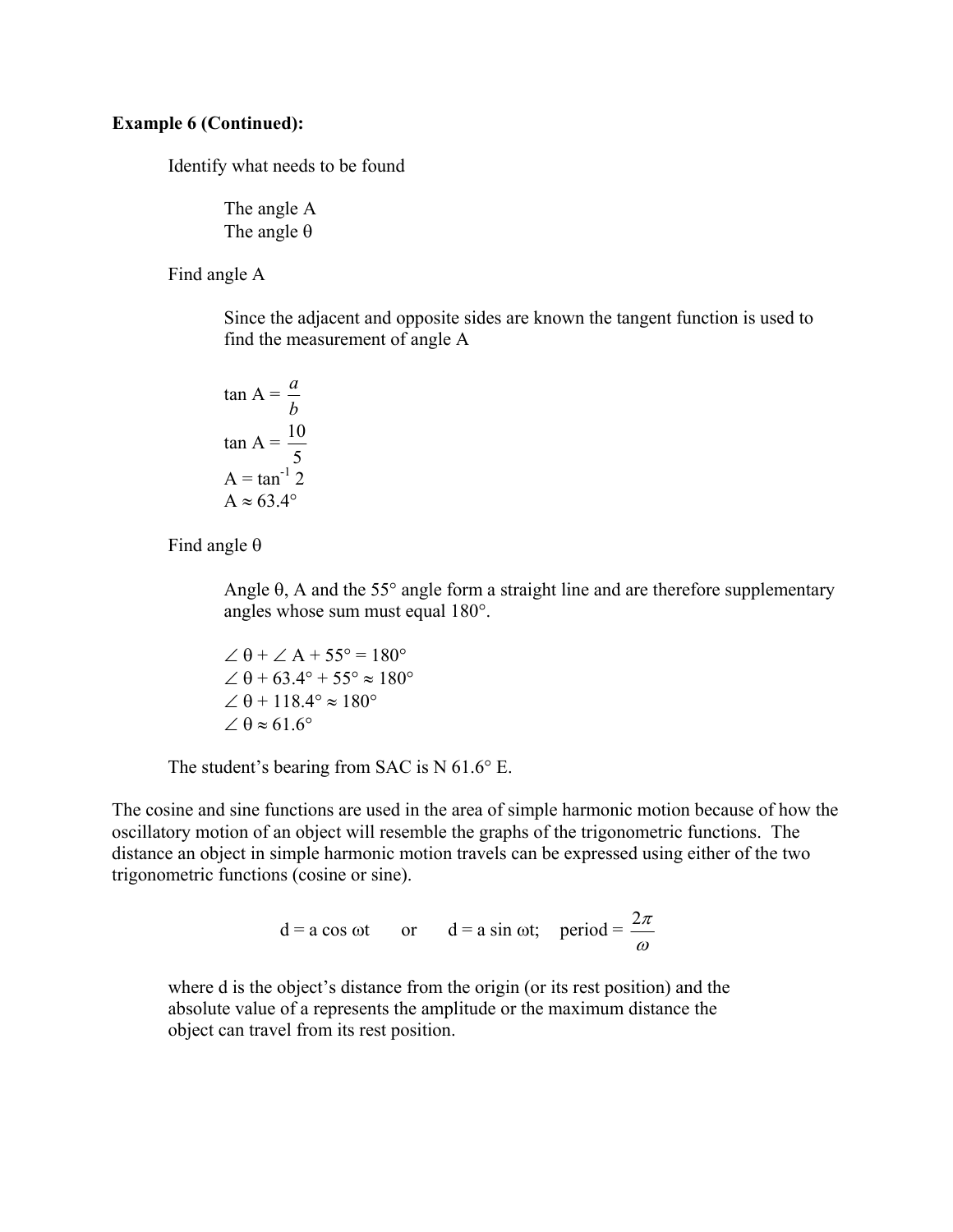**Example 6 (Continued):**

Identify what needs to be found

The angle A
The angle θ

Find angle A

Since the adjacent and opposite sides are known the tangent function is used to find the measurement of angle A

$$\tan A = \frac{a}{b}$$

$$\tan A = \frac{10}{5}$$

$$A = \tan^{-1} 2$$

$$A \approx 63.4°$$

Find angle θ

Angle θ, A and the 55° angle form a straight line and are therefore supplementary angles whose sum must equal 180°.

$$\angle \theta + \angle A + 55° = 180°$$

$$\angle \theta + 63.4° + 55° \approx 180°$$

$$\angle \theta + 118.4° \approx 180°$$

$$\angle \theta \approx 61.6°$$

The student's bearing from SAC is N 61.6° E.

The cosine and sine functions are used in the area of simple harmonic motion because of how the oscillatory motion of an object will resemble the graphs of the trigonometric functions. The distance an object in simple harmonic motion travels can be expressed using either of the two trigonometric functions (cosine or sine).

$$d = a \cos \omega t \quad \text{or} \quad d = a \sin \omega t; \quad \text{period} = \frac{2\pi}{\omega}$$

where d is the object's distance from the origin (or its rest position) and the absolute value of a represents the amplitude or the maximum distance the object can travel from its rest position.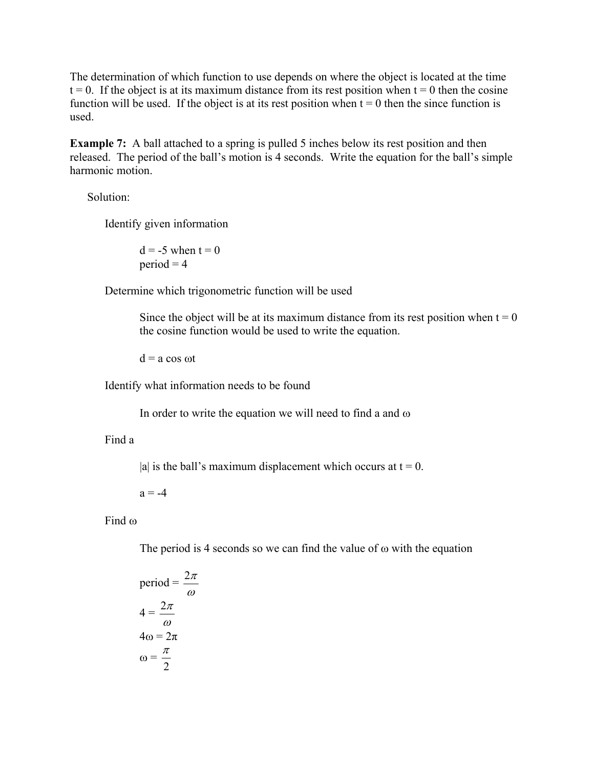The determination of which function to use depends on where the object is located at the time $t = 0$. If the object is at its maximum distance from its rest position when $t = 0$ then the cosine function will be used. If the object is at its rest position when $t = 0$ then the since function is used.

**Example 7:** A ball attached to a spring is pulled 5 inches below its rest position and then released. The period of the ball's motion is 4 seconds. Write the equation for the ball's simple harmonic motion.

Solution:

Identify given information

$d = -5$ when $t = 0$
period = 4

Determine which trigonometric function will be used

Since the object will be at its maximum distance from its rest position when $t = 0$ the cosine function would be used to write the equation.

$d = a \cos \omega t$

Identify what information needs to be found

In order to write the equation we will need to find a and $\omega$

Find a

$|a|$ is the ball's maximum displacement which occurs at $t = 0$.

$a = -4$

Find $\omega$

The period is 4 seconds so we can find the value of $\omega$ with the equation

$$\text{period} = \frac{2\pi}{\omega}$$

$$4 = \frac{2\pi}{\omega}$$

$$4\omega = 2\pi$$

$$\omega = \frac{\pi}{2}$$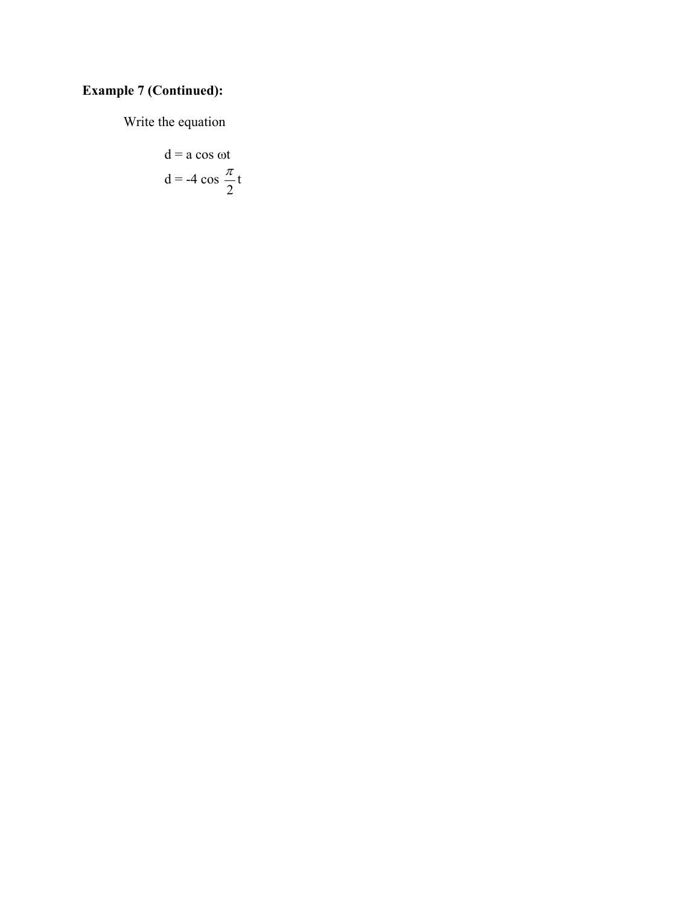**Example 7 (Continued):**

Write the equation

$$d = a \cos \omega t$$

$$d = -4 \cos \frac{\pi}{2} t$$